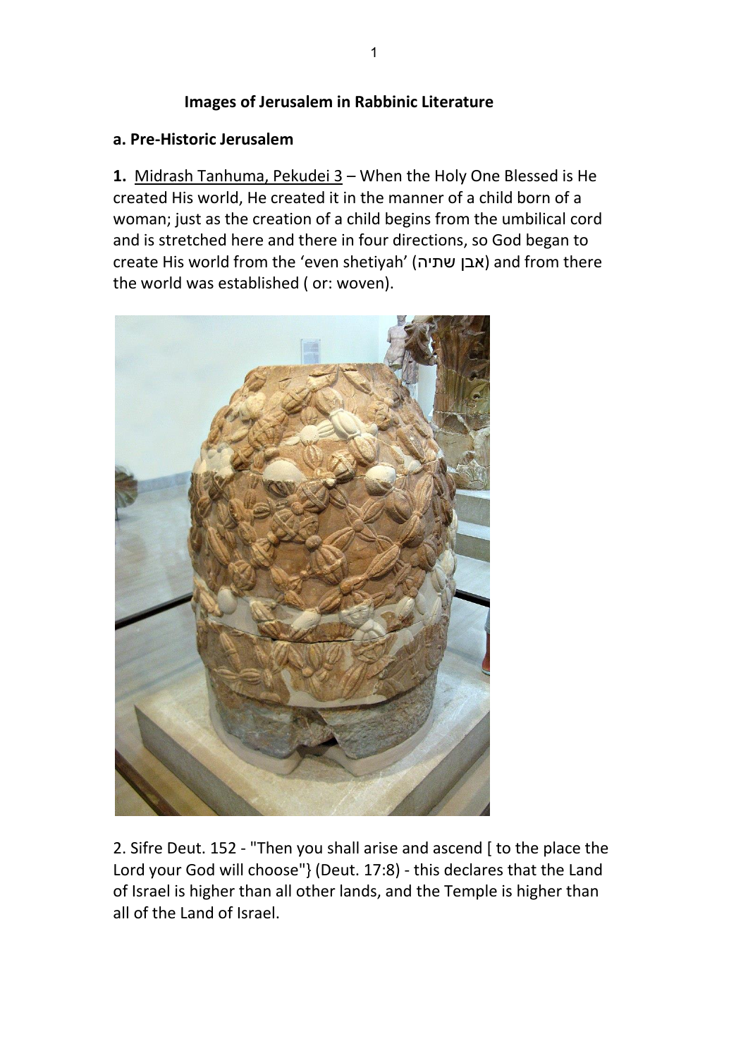**Images of Jerusalem in Rabbinic Literature**

**a. Pre-Historic Jerusalem**

**1.** Midrash Tanhuma, Pekudei 3 – When the Holy One Blessed is He created His world, He created it in the manner of a child born of a woman; just as the creation of a child begins from the umbilical cord and is stretched here and there in four directions, so God began to create His world from the 'even shetiyah' (אבן שתיה) and from there the world was established ( or: woven).

2. Sifre Deut. 152 - "Then you shall arise and ascend [ to the place the Lord your God will choose"} (Deut. 17:8) - this declares that the Land of Israel is higher than all other lands, and the Temple is higher than all of the Land of Israel.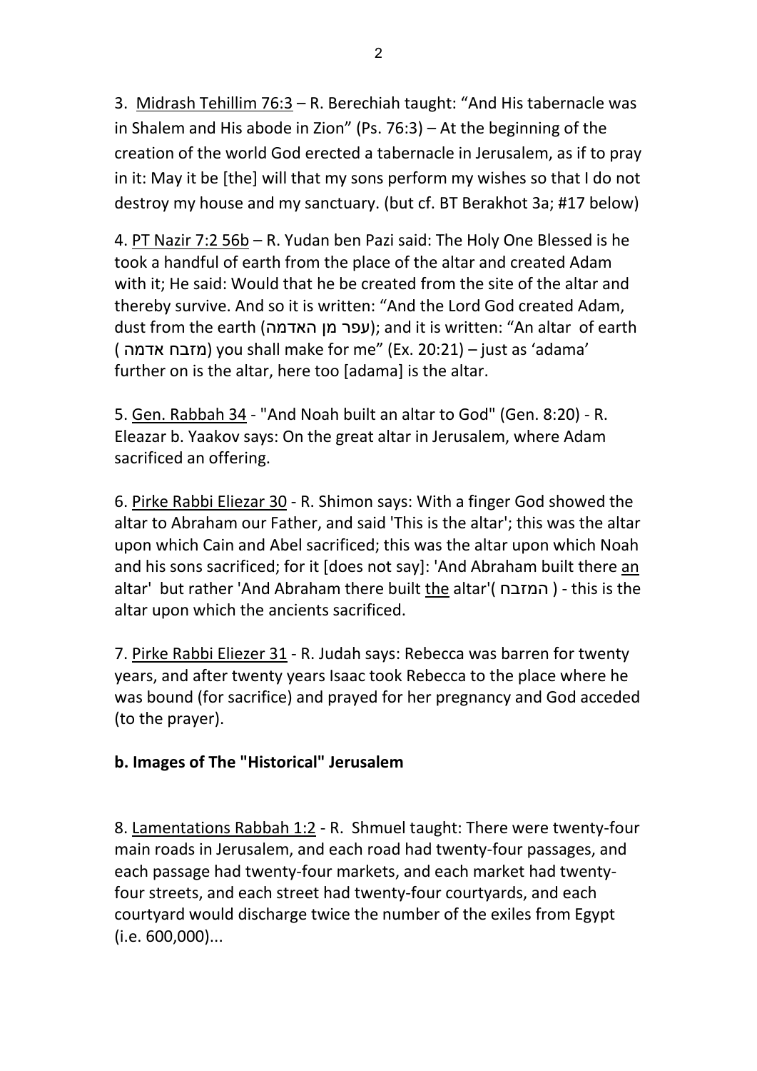3. Midrash Tehillim 76:3 – R. Berechiah taught: "And His tabernacle was in Shalem and His abode in Zion" (Ps. 76:3) – At the beginning of the creation of the world God erected a tabernacle in Jerusalem, as if to pray in it: May it be [the] will that my sons perform my wishes so that I do not destroy my house and my sanctuary. (but cf. BT Berakhot 3a; #17 below)

4. PT Nazir 7:2 56b – R. Yudan ben Pazi said: The Holy One Blessed is he took a handful of earth from the place of the altar and created Adam with it; He said: Would that he be created from the site of the altar and thereby survive. And so it is written: "And the Lord God created Adam, dust from the earth (עפר מן האדמה); and it is written: "An altar of earth (מזבח אדמה) you shall make for me" (Ex. 20:21) – just as 'adama' further on is the altar, here too [adama] is the altar.

5. Gen. Rabbah 34 - "And Noah built an altar to God" (Gen. 8:20) - R. Eleazar b. Yaakov says: On the great altar in Jerusalem, where Adam sacrificed an offering.

6. Pirke Rabbi Eliezar 30 - R. Shimon says: With a finger God showed the altar to Abraham our Father, and said 'This is the altar'; this was the altar upon which Cain and Abel sacrificed; this was the altar upon which Noah and his sons sacrificed; for it [does not say]: 'And Abraham built there an altar' but rather 'And Abraham there built the altar'(המזבח) - this is the altar upon which the ancients sacrificed.

7. Pirke Rabbi Eliezer 31 - R. Judah says: Rebecca was barren for twenty years, and after twenty years Isaac took Rebecca to the place where he was bound (for sacrifice) and prayed for her pregnancy and God acceded (to the prayer).

**b. Images of The "Historical" Jerusalem**

8. Lamentations Rabbah 1:2 - R. Shmuel taught: There were twenty-four main roads in Jerusalem, and each road had twenty-four passages, and each passage had twenty-four markets, and each market had twenty-four streets, and each street had twenty-four courtyards, and each courtyard would discharge twice the number of the exiles from Egypt (i.e. 600,000)...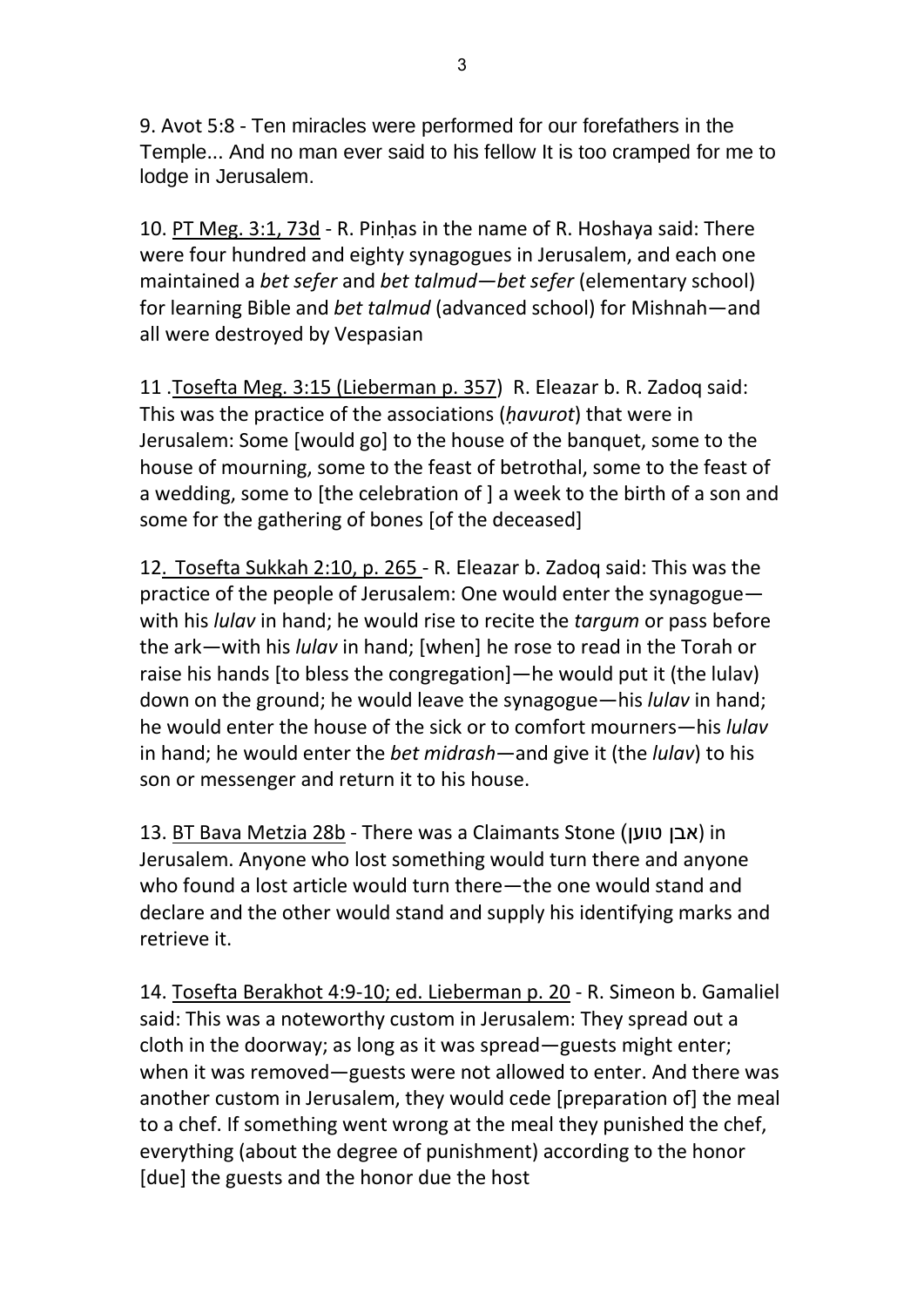9. Avot 5:8 - Ten miracles were performed for our forefathers in the Temple... And no man ever said to his fellow It is too cramped for me to lodge in Jerusalem.

10. PT Meg. 3:1, 73d - R. Pinḥas in the name of R. Hoshaya said: There were four hundred and eighty synagogues in Jerusalem, and each one maintained a *bet sefer* and *bet talmud*—*bet sefer* (elementary school) for learning Bible and *bet talmud* (advanced school) for Mishnah—and all were destroyed by Vespasian

11 .Tosefta Meg. 3:15 (Lieberman p. 357) R. Eleazar b. R. Zadoq said: This was the practice of the associations (*ḥavurot*) that were in Jerusalem: Some [would go] to the house of the banquet, some to the house of mourning, some to the feast of betrothal, some to the feast of a wedding, some to [the celebration of ] a week to the birth of a son and some for the gathering of bones [of the deceased]

12. Tosefta Sukkah 2:10, p. 265 - R. Eleazar b. Zadoq said: This was the practice of the people of Jerusalem: One would enter the synagogue—with his *lulav* in hand; he would rise to recite the *targum* or pass before the ark—with his *lulav* in hand; [when] he rose to read in the Torah or raise his hands [to bless the congregation]—he would put it (the lulav) down on the ground; he would leave the synagogue—his *lulav* in hand; he would enter the house of the sick or to comfort mourners—his *lulav* in hand; he would enter the *bet midrash*—and give it (the *lulav*) to his son or messenger and return it to his house.

13. BT Bava Metzia 28b - There was a Claimants Stone (אבן טוען) in Jerusalem. Anyone who lost something would turn there and anyone who found a lost article would turn there—the one would stand and declare and the other would stand and supply his identifying marks and retrieve it.

14. Tosefta Berakhot 4:9-10; ed. Lieberman p. 20 - R. Simeon b. Gamaliel said: This was a noteworthy custom in Jerusalem: They spread out a cloth in the doorway; as long as it was spread—guests might enter; when it was removed—guests were not allowed to enter. And there was another custom in Jerusalem, they would cede [preparation of] the meal to a chef. If something went wrong at the meal they punished the chef, everything (about the degree of punishment) according to the honor [due] the guests and the honor due the host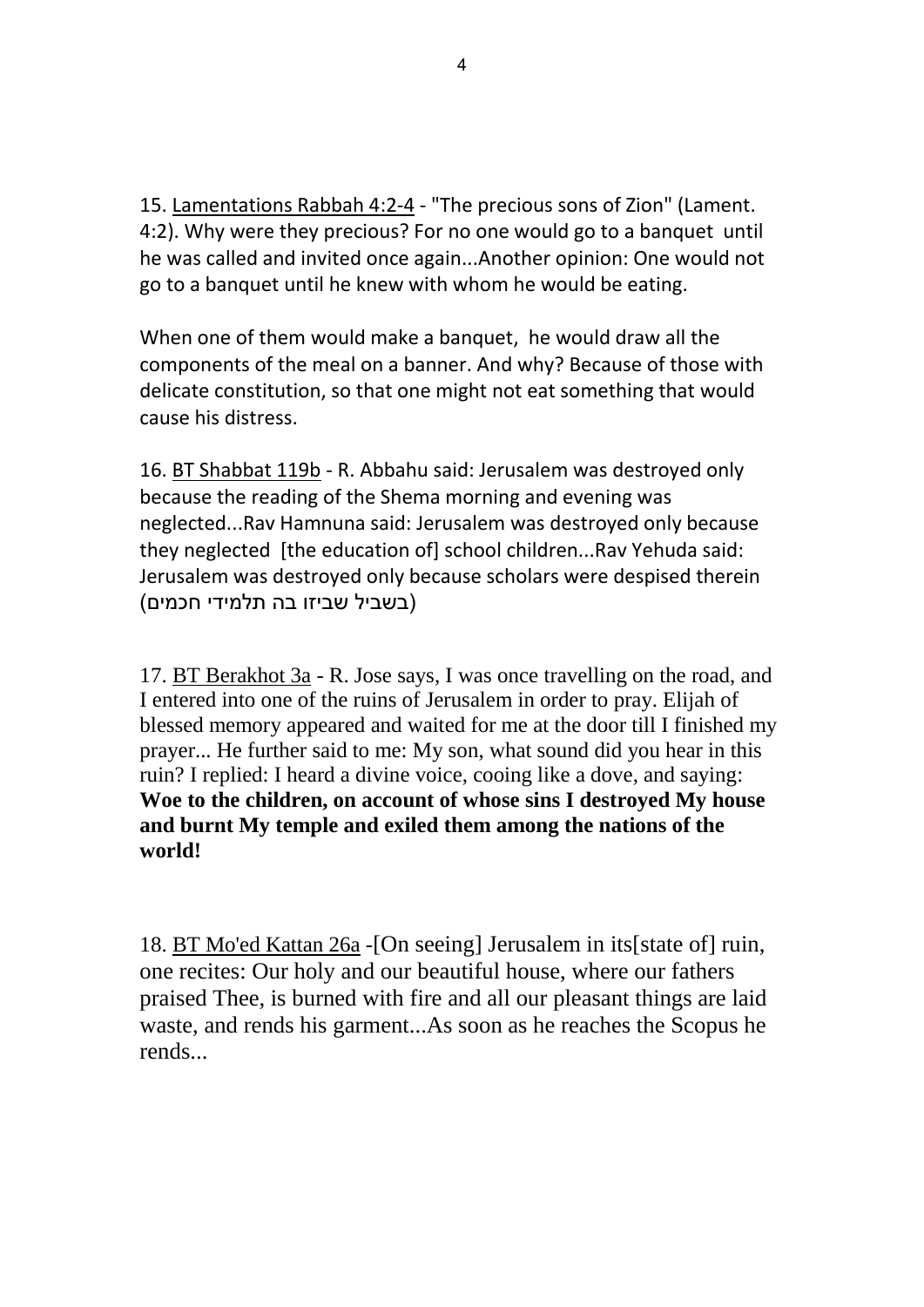15. Lamentations Rabbah 4:2-4 - "The precious sons of Zion" (Lament. 4:2). Why were they precious? For no one would go to a banquet until he was called and invited once again...Another opinion: One would not go to a banquet until he knew with whom he would be eating.

When one of them would make a banquet, he would draw all the components of the meal on a banner. And why? Because of those with delicate constitution, so that one might not eat something that would cause his distress.

16. BT Shabbat 119b - R. Abbahu said: Jerusalem was destroyed only because the reading of the Shema morning and evening was neglected...Rav Hamnuna said: Jerusalem was destroyed only because they neglected [the education of] school children...Rav Yehuda said: Jerusalem was destroyed only because scholars were despised therein (בשביל שביזו בה תלמידי חכמים)

17. BT Berakhot 3a - R. Jose says, I was once travelling on the road, and I entered into one of the ruins of Jerusalem in order to pray. Elijah of blessed memory appeared and waited for me at the door till I finished my prayer... He further said to me: My son, what sound did you hear in this ruin? I replied: I heard a divine voice, cooing like a dove, and saying: **Woe to the children, on account of whose sins I destroyed My house and burnt My temple and exiled them among the nations of the world!**

18. BT Mo'ed Kattan 26a -[On seeing] Jerusalem in its[state of] ruin, one recites: Our holy and our beautiful house, where our fathers praised Thee, is burned with fire and all our pleasant things are laid waste, and rends his garment...As soon as he reaches the Scopus he rends...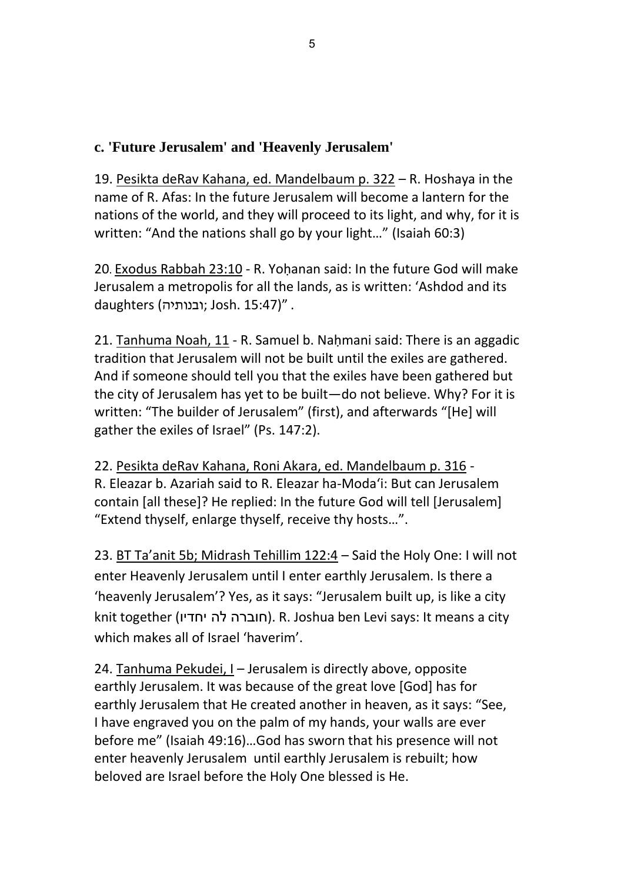### c. 'Future Jerusalem' and 'Heavenly Jerusalem'

19. <u>Pesikta deRav Kahana, ed. Mandelbaum p. 322</u> – R. Hoshaya in the name of R. Afas: In the future Jerusalem will become a lantern for the nations of the world, and they will proceed to its light, and why, for it is written: "And the nations shall go by your light…" (Isaiah 60:3)

20. <u>Exodus Rabbah 23:10</u> - R. Yoḥanan said: In the future God will make Jerusalem a metropolis for all the lands, as is written: 'Ashdod and its daughters (ובנותיה; Josh. 15:47)" .

21. <u>Tanhuma Noah, 11</u> - R. Samuel b. Naḥmani said: There is an aggadic tradition that Jerusalem will not be built until the exiles are gathered. And if someone should tell you that the exiles have been gathered but the city of Jerusalem has yet to be built—do not believe. Why? For it is written: "The builder of Jerusalem" (first), and afterwards "[He] will gather the exiles of Israel" (Ps. 147:2).

22. <u>Pesikta deRav Kahana, Roni Akara, ed. Mandelbaum p. 316</u> - R. Eleazar b. Azariah said to R. Eleazar ha-Moda'i: But can Jerusalem contain [all these]? He replied: In the future God will tell [Jerusalem] "Extend thyself, enlarge thyself, receive thy hosts…".

23. <u>BT Ta'anit 5b; Midrash Tehillim 122:4</u> – Said the Holy One: I will not enter Heavenly Jerusalem until I enter earthly Jerusalem. Is there a 'heavenly Jerusalem'? Yes, as it says: "Jerusalem built up, is like a city knit together (חוברה לה יחדיו). R. Joshua ben Levi says: It means a city which makes all of Israel 'haverim'.

24. <u>Tanhuma Pekudei, I</u> – Jerusalem is directly above, opposite earthly Jerusalem. It was because of the great love [God] has for earthly Jerusalem that He created another in heaven, as it says: "See, I have engraved you on the palm of my hands, your walls are ever before me" (Isaiah 49:16)…God has sworn that his presence will not enter heavenly Jerusalem until earthly Jerusalem is rebuilt; how beloved are Israel before the Holy One blessed is He.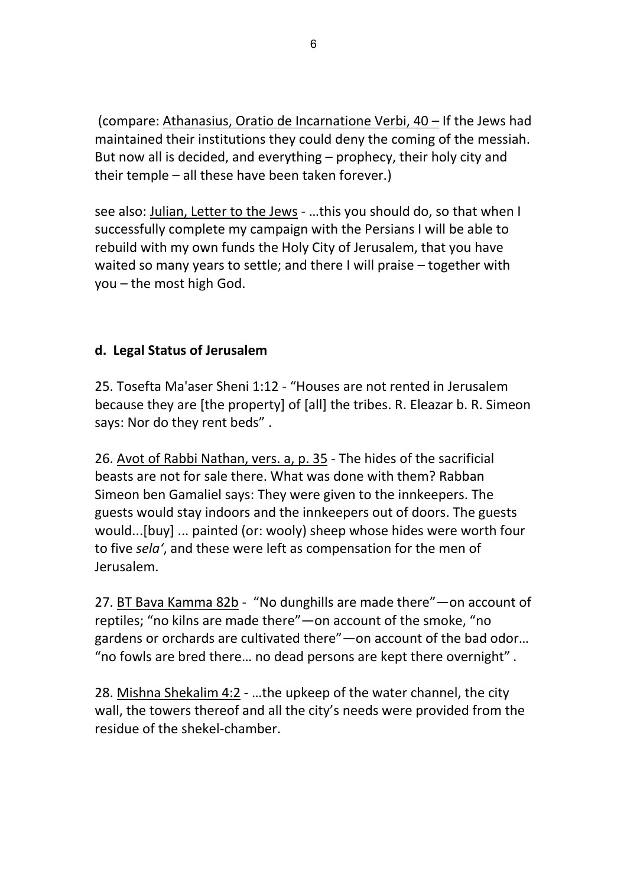(compare: <u>Athanasius, Oratio de Incarnatione Verbi, 40 –</u> If the Jews had maintained their institutions they could deny the coming of the messiah. But now all is decided, and everything – prophecy, their holy city and their temple – all these have been taken forever.)

see also: <u>Julian, Letter to the Jews</u> - …this you should do, so that when I successfully complete my campaign with the Persians I will be able to rebuild with my own funds the Holy City of Jerusalem, that you have waited so many years to settle; and there I will praise – together with you – the most high God.

## d. Legal Status of Jerusalem

25. Tosefta Ma'aser Sheni 1:12 - "Houses are not rented in Jerusalem because they are [the property] of [all] the tribes. R. Eleazar b. R. Simeon says: Nor do they rent beds" .

26. <u>Avot of Rabbi Nathan, vers. a, p. 35</u> - The hides of the sacrificial beasts are not for sale there. What was done with them? Rabban Simeon ben Gamaliel says: They were given to the innkeepers. The guests would stay indoors and the innkeepers out of doors. The guests would...[buy] ... painted (or: wooly) sheep whose hides were worth four to five *sela'*, and these were left as compensation for the men of Jerusalem.

27. <u>BT Bava Kamma 82b</u> - "No dunghills are made there"—on account of reptiles; "no kilns are made there"—on account of the smoke, "no gardens or orchards are cultivated there"—on account of the bad odor… "no fowls are bred there… no dead persons are kept there overnight" .

28. <u>Mishna Shekalim 4:2</u> - …the upkeep of the water channel, the city wall, the towers thereof and all the city's needs were provided from the residue of the shekel-chamber.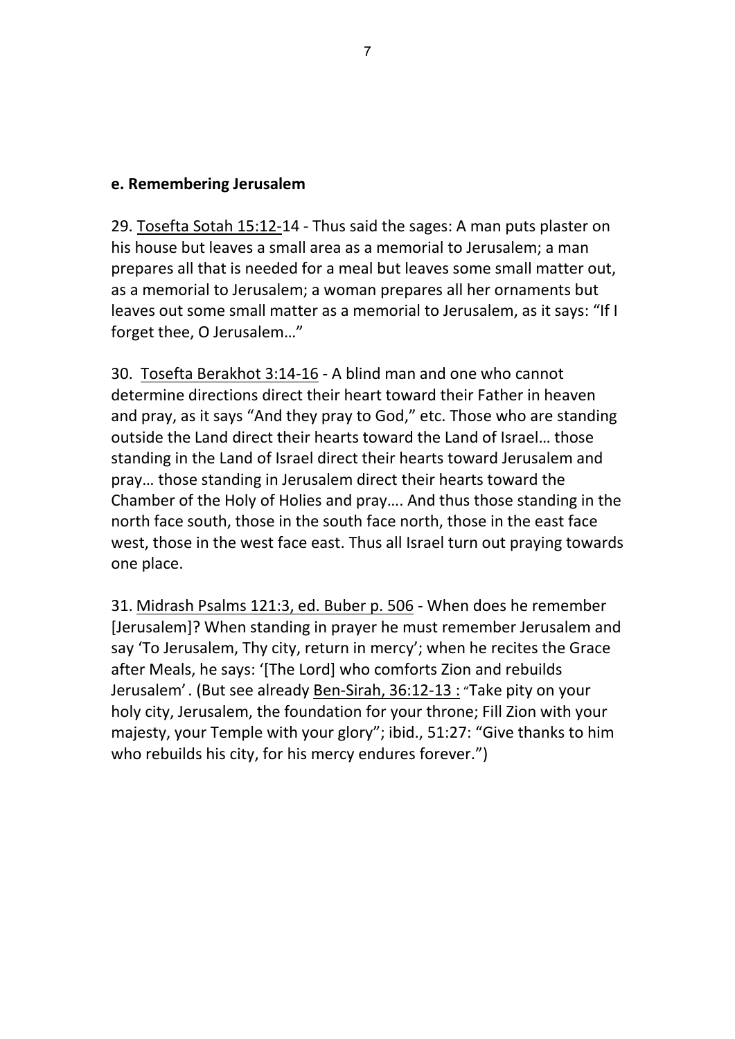**e. Remembering Jerusalem**

29. Tosefta Sotah 15:12-14 - Thus said the sages: A man puts plaster on his house but leaves a small area as a memorial to Jerusalem; a man prepares all that is needed for a meal but leaves some small matter out, as a memorial to Jerusalem; a woman prepares all her ornaments but leaves out some small matter as a memorial to Jerusalem, as it says: “If I forget thee, O Jerusalem…”

30. Tosefta Berakhot 3:14-16 - A blind man and one who cannot determine directions direct their heart toward their Father in heaven and pray, as it says “And they pray to God,” etc. Those who are standing outside the Land direct their hearts toward the Land of Israel… those standing in the Land of Israel direct their hearts toward Jerusalem and pray… those standing in Jerusalem direct their hearts toward the Chamber of the Holy of Holies and pray…. And thus those standing in the north face south, those in the south face north, those in the east face west, those in the west face east. Thus all Israel turn out praying towards one place.

31. Midrash Psalms 121:3, ed. Buber p. 506 - When does he remember [Jerusalem]? When standing in prayer he must remember Jerusalem and say ‘To Jerusalem, Thy city, return in mercy’; when he recites the Grace after Meals, he says: ‘[The Lord] who comforts Zion and rebuilds Jerusalem’. (But see already Ben-Sirah, 36:12-13 : “Take pity on your holy city, Jerusalem, the foundation for your throne; Fill Zion with your majesty, your Temple with your glory”; ibid., 51:27: “Give thanks to him who rebuilds his city, for his mercy endures forever.”)